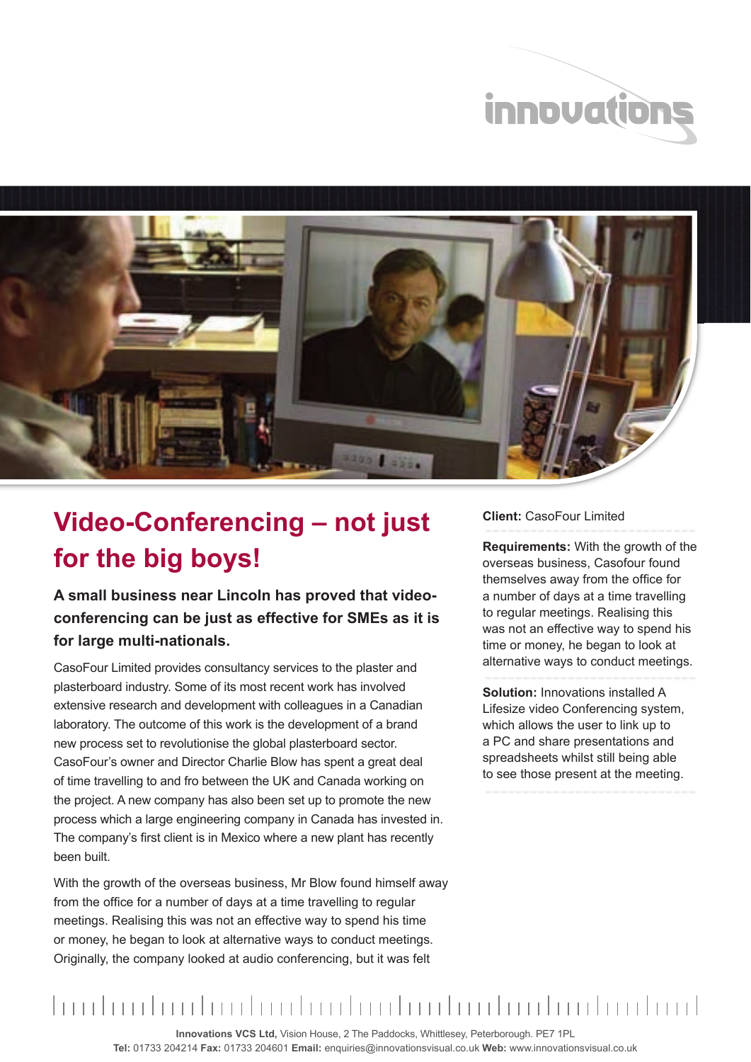# Video-Conferencing – not just for the big boys!

**A small business near Lincoln has proved that video-conferencing can be just as effective for SMEs as it is for large multi-nationals.**

CasoFour Limited provides consultancy services to the plaster and plasterboard industry. Some of its most recent work has involved extensive research and development with colleagues in a Canadian laboratory. The outcome of this work is the development of a brand new process set to revolutionise the global plasterboard sector. CasoFour's owner and Director Charlie Blow has spent a great deal of time travelling to and fro between the UK and Canada working on the project. A new company has also been set up to promote the new process which a large engineering company in Canada has invested in. The company's first client is in Mexico where a new plant has recently been built.

With the growth of the overseas business, Mr Blow found himself away from the office for a number of days at a time travelling to regular meetings. Realising this was not an effective way to spend his time or money, he began to look at alternative ways to conduct meetings. Originally, the company looked at audio conferencing, but it was felt

**Client:** CasoFour Limited

**Requirements:** With the growth of the overseas business, Casofour found themselves away from the office for a number of days at a time travelling to regular meetings. Realising this was not an effective way to spend his time or money, he began to look at alternative ways to conduct meetings.

**Solution:** Innovations installed A Lifesize video Conferencing system, which allows the user to link up to a PC and share presentations and spreadsheets whilst still being able to see those present at the meeting.

**Innovations VCS Ltd,** Vision House, 2 The Paddocks, Whittlesey, Peterborough. PE7 1PL
**Tel:** 01733 204214 **Fax:** 01733 204601 **Email:** enquiries@innovationsvisual.co.uk **Web:** www.innovationsvisual.co.uk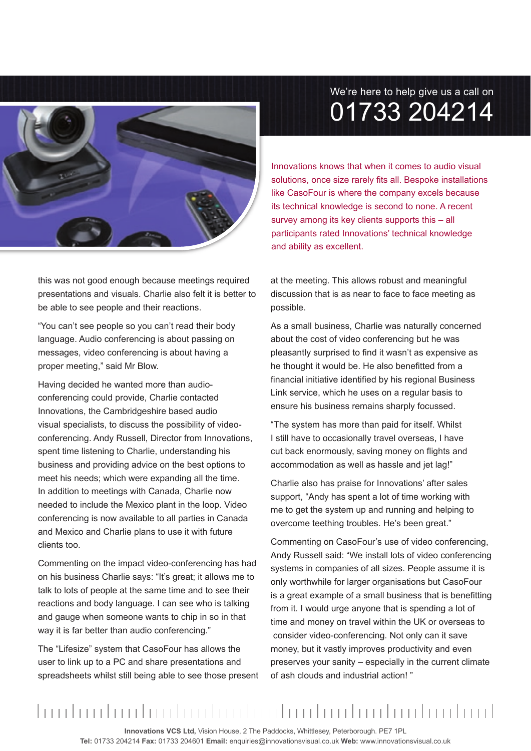We're here to help give us a call on

# 01733 204214

Innovations knows that when it comes to audio visual solutions, once size rarely fits all. Bespoke installations like CasoFour is where the company excels because its technical knowledge is second to none. A recent survey among its key clients supports this – all participants rated Innovations' technical knowledge and ability as excellent.

this was not good enough because meetings required presentations and visuals. Charlie also felt it is better to be able to see people and their reactions.

"You can't see people so you can't read their body language. Audio conferencing is about passing on messages, video conferencing is about having a proper meeting," said Mr Blow.

Having decided he wanted more than audio-conferencing could provide, Charlie contacted Innovations, the Cambridgeshire based audio visual specialists, to discuss the possibility of video-conferencing. Andy Russell, Director from Innovations, spent time listening to Charlie, understanding his business and providing advice on the best options to meet his needs; which were expanding all the time. In addition to meetings with Canada, Charlie now needed to include the Mexico plant in the loop. Video conferencing is now available to all parties in Canada and Mexico and Charlie plans to use it with future clients too.

Commenting on the impact video-conferencing has had on his business Charlie says: "It's great; it allows me to talk to lots of people at the same time and to see their reactions and body language. I can see who is talking and gauge when someone wants to chip in so in that way it is far better than audio conferencing."

The "Lifesize" system that CasoFour has allows the user to link up to a PC and share presentations and spreadsheets whilst still being able to see those present at the meeting. This allows robust and meaningful discussion that is as near to face to face meeting as possible.

As a small business, Charlie was naturally concerned about the cost of video conferencing but he was pleasantly surprised to find it wasn't as expensive as he thought it would be. He also benefitted from a financial initiative identified by his regional Business Link service, which he uses on a regular basis to ensure his business remains sharply focussed.

"The system has more than paid for itself. Whilst I still have to occasionally travel overseas, I have cut back enormously, saving money on flights and accommodation as well as hassle and jet lag!"

Charlie also has praise for Innovations' after sales support, "Andy has spent a lot of time working with me to get the system up and running and helping to overcome teething troubles. He's been great."

Commenting on CasoFour's use of video conferencing, Andy Russell said: "We install lots of video conferencing systems in companies of all sizes. People assume it is only worthwhile for larger organisations but CasoFour is a great example of a small business that is benefitting from it. I would urge anyone that is spending a lot of time and money on travel within the UK or overseas to consider video-conferencing. Not only can it save money, but it vastly improves productivity and even preserves your sanity – especially in the current climate of ash clouds and industrial action! "

**Innovations VCS Ltd,** Vision House, 2 The Paddocks, Whittlesey, Peterborough. PE7 1PL
**Tel:** 01733 204214 **Fax:** 01733 204601 **Email:** enquiries@innovationsvisual.co.uk **Web:** www.innovationsvisual.co.uk